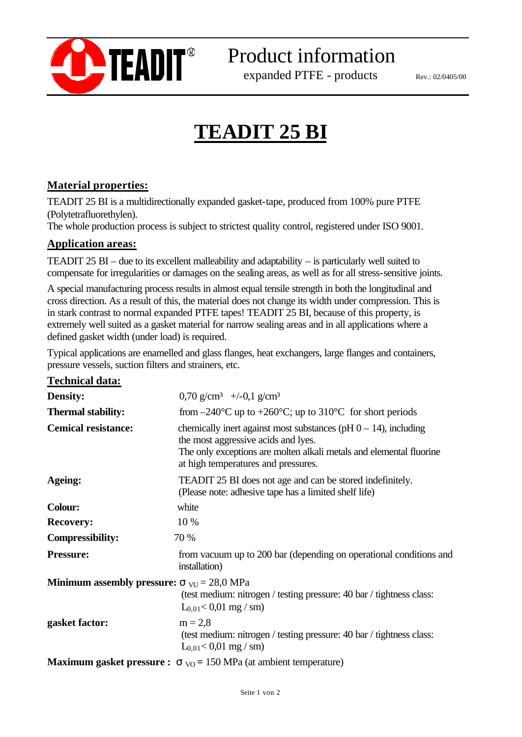Product information

expanded PTFE - products

Rev.: 02/0405/00

# TEADIT 25 BI

## Material properties:

TEADIT 25 BI is a multidirectionally expanded gasket-tape, produced from 100% pure PTFE (Polytetrafluorethylen).
The whole production process is subject to strictest quality control, registered under ISO 9001.

## Application areas:

TEADIT 25 BI – due to its excellent malleability and adaptability – is particularly well suited to compensate for irregularities or damages on the sealing areas, as well as for all stress-sensitive joints.

A special manufacturing process results in almost equal tensile strength in both the longitudinal and cross direction. As a result of this, the material does not change its width under compression. This is in stark contrast to normal expanded PTFE tapes! TEADIT 25 BI, because of this property, is extremely well suited as a gasket material for narrow sealing areas and in all applications where a defined gasket width (under load) is required.

Typical applications are enamelled and glass flanges, heat exchangers, large flanges and containers, pressure vessels, suction filters and strainers, etc.

## Technical data:

**Density:** 0,70 g/cm³ +/-0,1 g/cm³

**Thermal stability:** from –240°C up to +260°C; up to 310°C for short periods

**Cemical resistance:** chemically inert against most substances (pH 0 – 14), including the most aggressive acids and lyes.
The only exceptions are molten alkali metals and elemental fluorine at high temperatures and pressures.

**Ageing:** TEADIT 25 BI does not age and can be stored indefinitely.
(Please note: adhesive tape has a limited shelf life)

**Colour:** white

**Recovery:** 10 %

**Compressibility:** 70 %

**Pressure:** from vacuum up to 200 bar (depending on operational conditions and installation)

**Minimum assembly pressure:** $\sigma_{VU}$ = 28,0 MPa
(test medium: nitrogen / testing pressure: 40 bar / tightness class: $L_{0,01}$< 0,01 mg / sm)

**gasket factor:** m = 2,8
(test medium: nitrogen / testing pressure: 40 bar / tightness class: $L_{0,01}$< 0,01 mg / sm)

**Maximum gasket pressure :** $\sigma_{VO}$ = 150 MPa (at ambient temperature)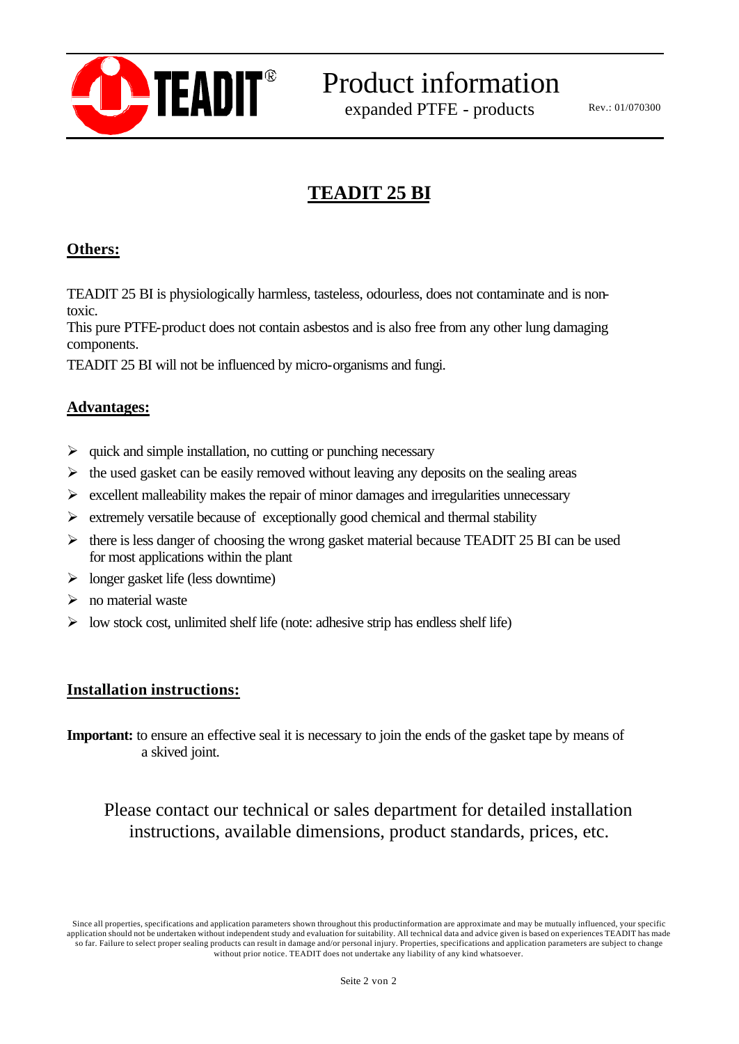# TEADIT 25 BI

## Others:

TEADIT 25 BI is physiologically harmless, tasteless, odourless, does not contaminate and is non-toxic.
This pure PTFE-product does not contain asbestos and is also free from any other lung damaging components.
TEADIT 25 BI will not be influenced by micro-organisms and fungi.

## Advantages:

- quick and simple installation, no cutting or punching necessary
- the used gasket can be easily removed without leaving any deposits on the sealing areas
- excellent malleability makes the repair of minor damages and irregularities unnecessary
- extremely versatile because of exceptionally good chemical and thermal stability
- there is less danger of choosing the wrong gasket material because TEADIT 25 BI can be used for most applications within the plant
- longer gasket life (less downtime)
- no material waste
- low stock cost, unlimited shelf life (note: adhesive strip has endless shelf life)

## Installation instructions:

**Important:** to ensure an effective seal it is necessary to join the ends of the gasket tape by means of a skived joint.

Please contact our technical or sales department for detailed installation instructions, available dimensions, product standards, prices, etc.

Since all properties, specifications and application parameters shown throughout this productinformation are approximate and may be mutually influenced, your specific application should not be undertaken without independent study and evaluation for suitability. All technical data and advice given is based on experiences TEADIT has made so far. Failure to select proper sealing products can result in damage and/or personal injury. Properties, specifications and application parameters are subject to change without prior notice. TEADIT does not undertake any liability of any kind whatsoever.